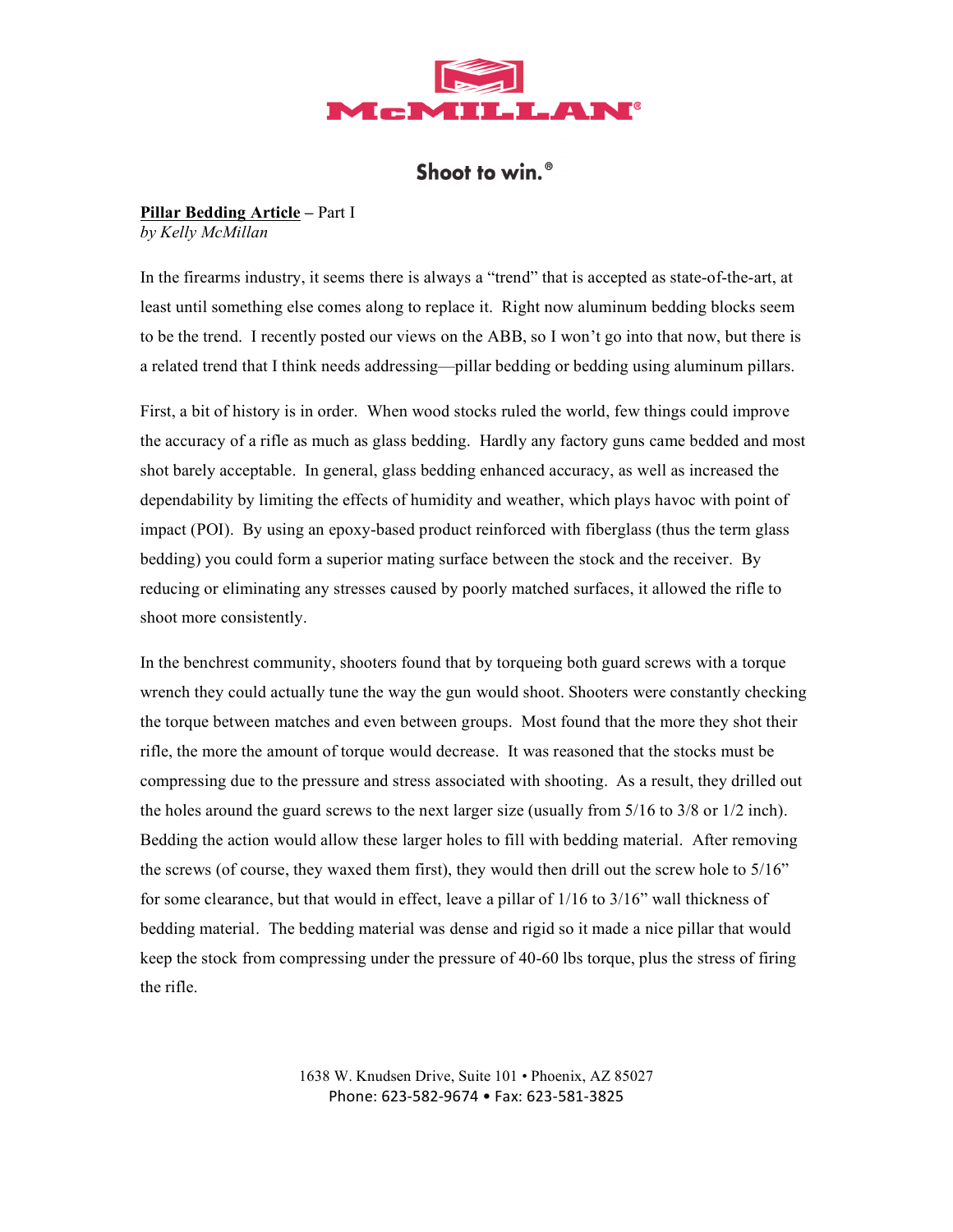McMILLAN®

Shoot to win.®

**Pillar Bedding Article** – Part I
*by Kelly McMillan*

In the firearms industry, it seems there is always a "trend" that is accepted as state-of-the-art, at least until something else comes along to replace it. Right now aluminum bedding blocks seem to be the trend. I recently posted our views on the ABB, so I won't go into that now, but there is a related trend that I think needs addressing—pillar bedding or bedding using aluminum pillars.

First, a bit of history is in order. When wood stocks ruled the world, few things could improve the accuracy of a rifle as much as glass bedding. Hardly any factory guns came bedded and most shot barely acceptable. In general, glass bedding enhanced accuracy, as well as increased the dependability by limiting the effects of humidity and weather, which plays havoc with point of impact (POI). By using an epoxy-based product reinforced with fiberglass (thus the term glass bedding) you could form a superior mating surface between the stock and the receiver. By reducing or eliminating any stresses caused by poorly matched surfaces, it allowed the rifle to shoot more consistently.

In the benchrest community, shooters found that by torqueing both guard screws with a torque wrench they could actually tune the way the gun would shoot. Shooters were constantly checking the torque between matches and even between groups. Most found that the more they shot their rifle, the more the amount of torque would decrease. It was reasoned that the stocks must be compressing due to the pressure and stress associated with shooting. As a result, they drilled out the holes around the guard screws to the next larger size (usually from 5/16 to 3/8 or 1/2 inch). Bedding the action would allow these larger holes to fill with bedding material. After removing the screws (of course, they waxed them first), they would then drill out the screw hole to 5/16" for some clearance, but that would in effect, leave a pillar of 1/16 to 3/16" wall thickness of bedding material. The bedding material was dense and rigid so it made a nice pillar that would keep the stock from compressing under the pressure of 40-60 lbs torque, plus the stress of firing the rifle.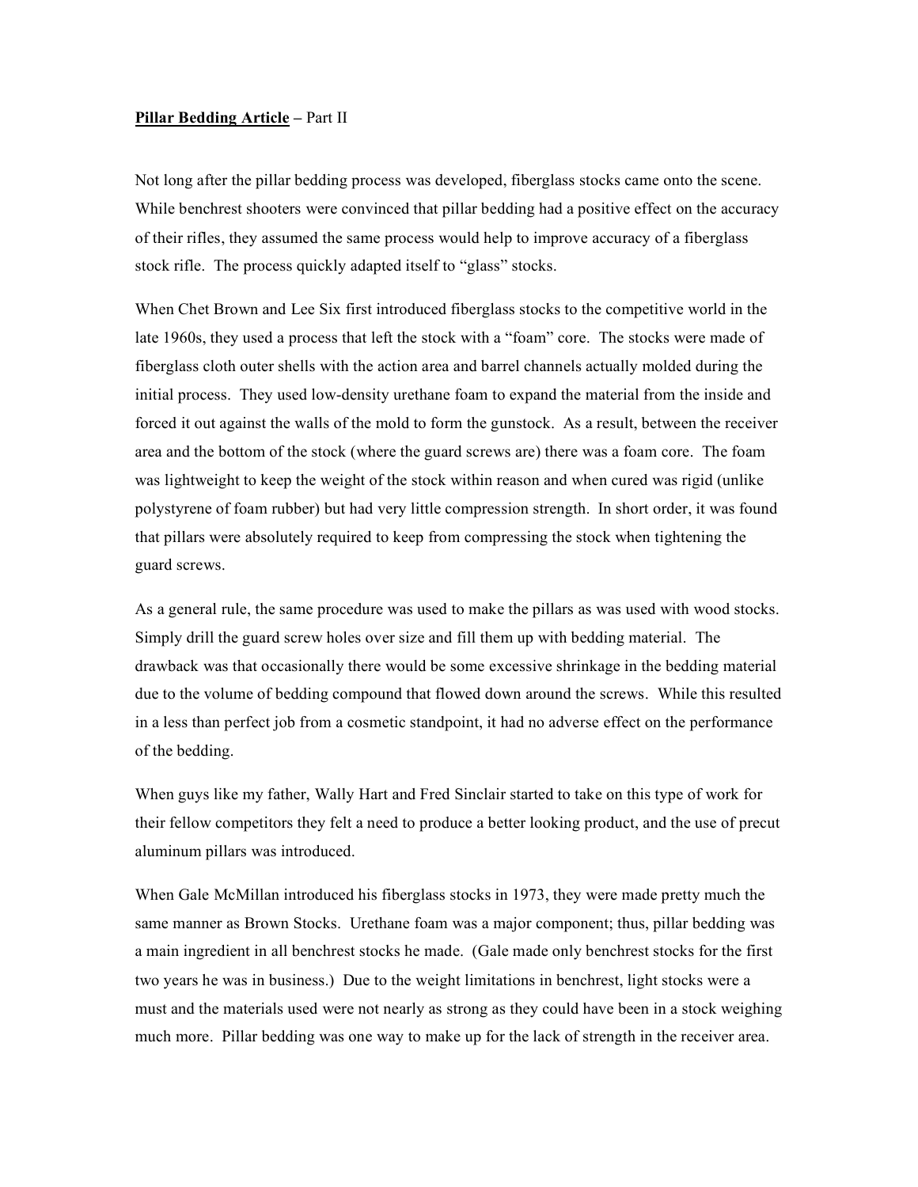**<u>Pillar Bedding Article</u>** – Part II

Not long after the pillar bedding process was developed, fiberglass stocks came onto the scene. While benchrest shooters were convinced that pillar bedding had a positive effect on the accuracy of their rifles, they assumed the same process would help to improve accuracy of a fiberglass stock rifle. The process quickly adapted itself to "glass" stocks.

When Chet Brown and Lee Six first introduced fiberglass stocks to the competitive world in the late 1960s, they used a process that left the stock with a "foam" core. The stocks were made of fiberglass cloth outer shells with the action area and barrel channels actually molded during the initial process. They used low-density urethane foam to expand the material from the inside and forced it out against the walls of the mold to form the gunstock. As a result, between the receiver area and the bottom of the stock (where the guard screws are) there was a foam core. The foam was lightweight to keep the weight of the stock within reason and when cured was rigid (unlike polystyrene of foam rubber) but had very little compression strength. In short order, it was found that pillars were absolutely required to keep from compressing the stock when tightening the guard screws.

As a general rule, the same procedure was used to make the pillars as was used with wood stocks. Simply drill the guard screw holes over size and fill them up with bedding material. The drawback was that occasionally there would be some excessive shrinkage in the bedding material due to the volume of bedding compound that flowed down around the screws. While this resulted in a less than perfect job from a cosmetic standpoint, it had no adverse effect on the performance of the bedding.

When guys like my father, Wally Hart and Fred Sinclair started to take on this type of work for their fellow competitors they felt a need to produce a better looking product, and the use of precut aluminum pillars was introduced.

When Gale McMillan introduced his fiberglass stocks in 1973, they were made pretty much the same manner as Brown Stocks. Urethane foam was a major component; thus, pillar bedding was a main ingredient in all benchrest stocks he made. (Gale made only benchrest stocks for the first two years he was in business.) Due to the weight limitations in benchrest, light stocks were a must and the materials used were not nearly as strong as they could have been in a stock weighing much more. Pillar bedding was one way to make up for the lack of strength in the receiver area.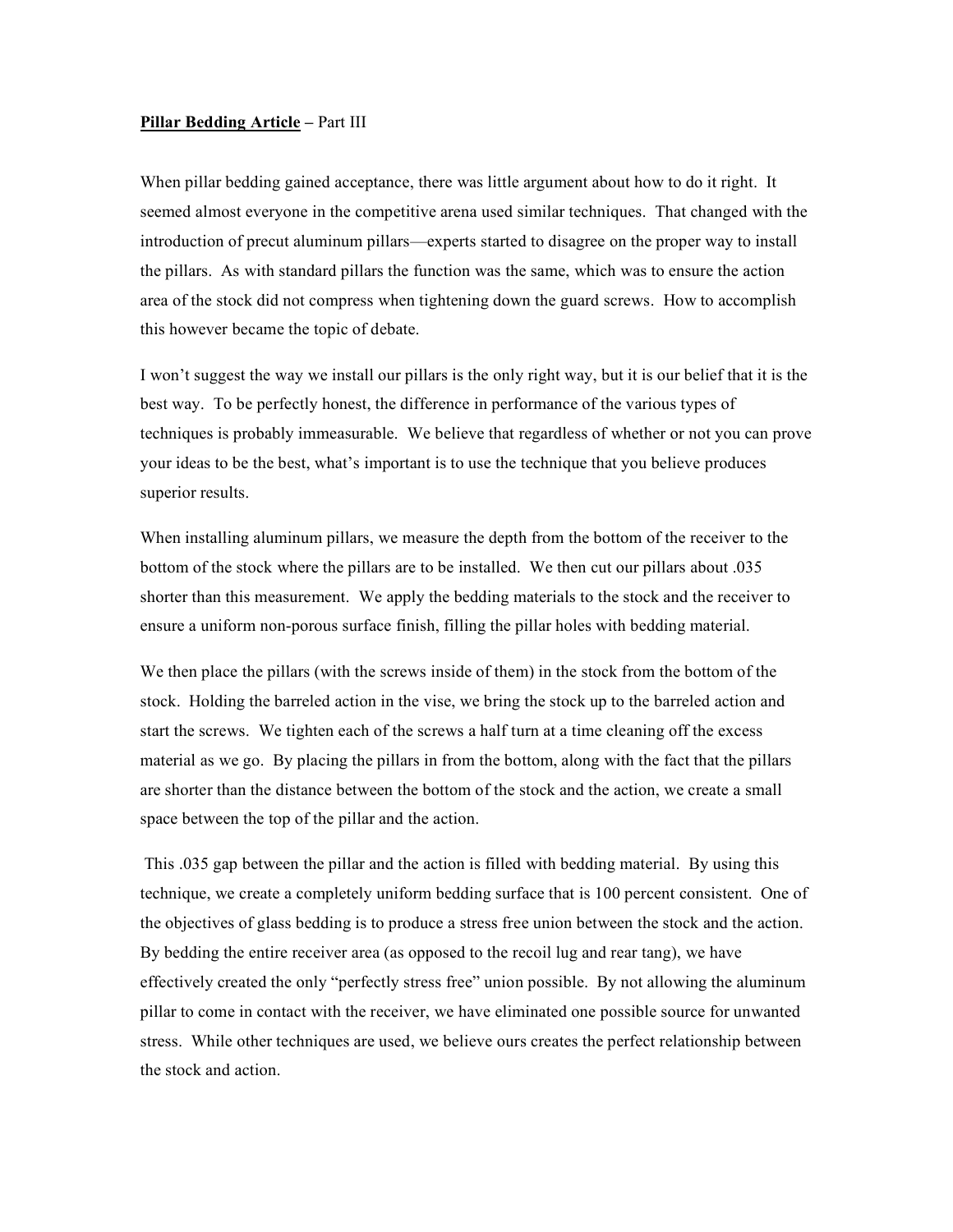**<u>Pillar Bedding Article</u> –** Part III

When pillar bedding gained acceptance, there was little argument about how to do it right. It seemed almost everyone in the competitive arena used similar techniques. That changed with the introduction of precut aluminum pillars—experts started to disagree on the proper way to install the pillars. As with standard pillars the function was the same, which was to ensure the action area of the stock did not compress when tightening down the guard screws. How to accomplish this however became the topic of debate.

I won't suggest the way we install our pillars is the only right way, but it is our belief that it is the best way. To be perfectly honest, the difference in performance of the various types of techniques is probably immeasurable. We believe that regardless of whether or not you can prove your ideas to be the best, what's important is to use the technique that you believe produces superior results.

When installing aluminum pillars, we measure the depth from the bottom of the receiver to the bottom of the stock where the pillars are to be installed. We then cut our pillars about .035 shorter than this measurement. We apply the bedding materials to the stock and the receiver to ensure a uniform non-porous surface finish, filling the pillar holes with bedding material.

We then place the pillars (with the screws inside of them) in the stock from the bottom of the stock. Holding the barreled action in the vise, we bring the stock up to the barreled action and start the screws. We tighten each of the screws a half turn at a time cleaning off the excess material as we go. By placing the pillars in from the bottom, along with the fact that the pillars are shorter than the distance between the bottom of the stock and the action, we create a small space between the top of the pillar and the action.

This .035 gap between the pillar and the action is filled with bedding material. By using this technique, we create a completely uniform bedding surface that is 100 percent consistent. One of the objectives of glass bedding is to produce a stress free union between the stock and the action. By bedding the entire receiver area (as opposed to the recoil lug and rear tang), we have effectively created the only "perfectly stress free" union possible. By not allowing the aluminum pillar to come in contact with the receiver, we have eliminated one possible source for unwanted stress. While other techniques are used, we believe ours creates the perfect relationship between the stock and action.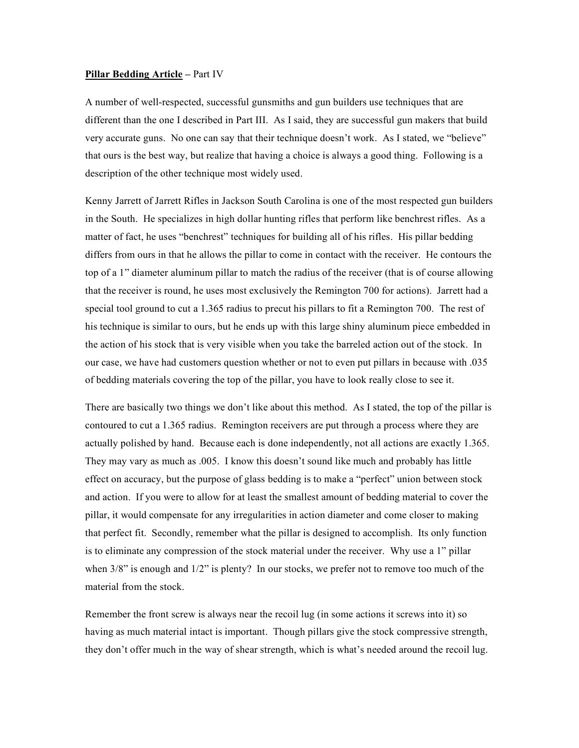**Pillar Bedding Article** – Part IV

A number of well-respected, successful gunsmiths and gun builders use techniques that are different than the one I described in Part III. As I said, they are successful gun makers that build very accurate guns. No one can say that their technique doesn't work. As I stated, we "believe" that ours is the best way, but realize that having a choice is always a good thing. Following is a description of the other technique most widely used.

Kenny Jarrett of Jarrett Rifles in Jackson South Carolina is one of the most respected gun builders in the South. He specializes in high dollar hunting rifles that perform like benchrest rifles. As a matter of fact, he uses "benchrest" techniques for building all of his rifles. His pillar bedding differs from ours in that he allows the pillar to come in contact with the receiver. He contours the top of a 1" diameter aluminum pillar to match the radius of the receiver (that is of course allowing that the receiver is round, he uses most exclusively the Remington 700 for actions). Jarrett had a special tool ground to cut a 1.365 radius to precut his pillars to fit a Remington 700. The rest of his technique is similar to ours, but he ends up with this large shiny aluminum piece embedded in the action of his stock that is very visible when you take the barreled action out of the stock. In our case, we have had customers question whether or not to even put pillars in because with .035 of bedding materials covering the top of the pillar, you have to look really close to see it.

There are basically two things we don't like about this method. As I stated, the top of the pillar is contoured to cut a 1.365 radius. Remington receivers are put through a process where they are actually polished by hand. Because each is done independently, not all actions are exactly 1.365. They may vary as much as .005. I know this doesn't sound like much and probably has little effect on accuracy, but the purpose of glass bedding is to make a "perfect" union between stock and action. If you were to allow for at least the smallest amount of bedding material to cover the pillar, it would compensate for any irregularities in action diameter and come closer to making that perfect fit. Secondly, remember what the pillar is designed to accomplish. Its only function is to eliminate any compression of the stock material under the receiver. Why use a 1" pillar when 3/8" is enough and 1/2" is plenty? In our stocks, we prefer not to remove too much of the material from the stock.

Remember the front screw is always near the recoil lug (in some actions it screws into it) so having as much material intact is important. Though pillars give the stock compressive strength, they don't offer much in the way of shear strength, which is what's needed around the recoil lug.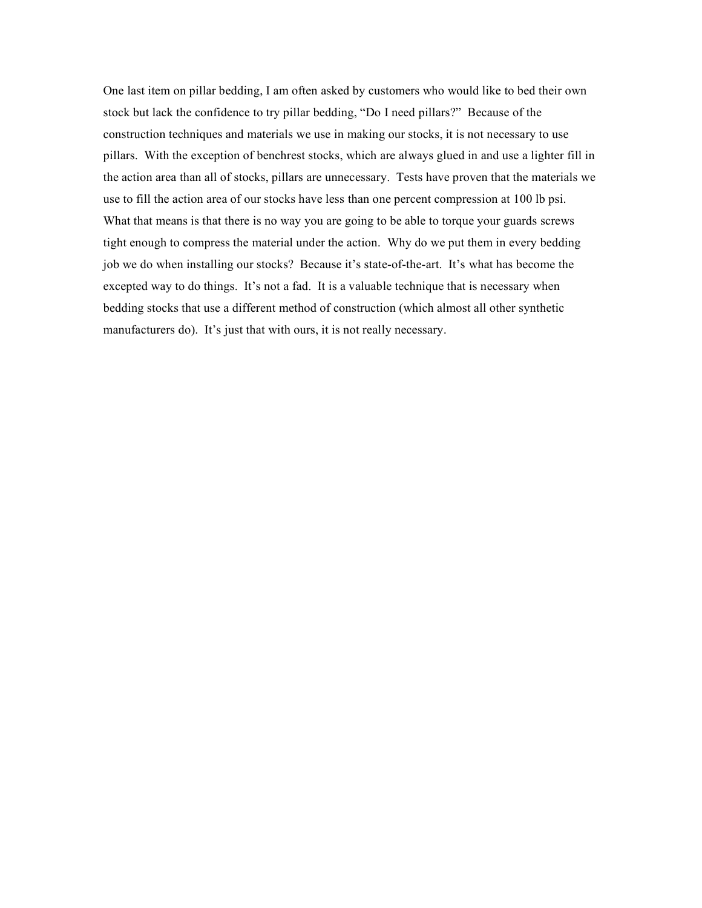One last item on pillar bedding, I am often asked by customers who would like to bed their own stock but lack the confidence to try pillar bedding, “Do I need pillars?” Because of the construction techniques and materials we use in making our stocks, it is not necessary to use pillars. With the exception of benchrest stocks, which are always glued in and use a lighter fill in the action area than all of stocks, pillars are unnecessary. Tests have proven that the materials we use to fill the action area of our stocks have less than one percent compression at 100 lb psi. What that means is that there is no way you are going to be able to torque your guards screws tight enough to compress the material under the action. Why do we put them in every bedding job we do when installing our stocks? Because it’s state-of-the-art. It’s what has become the excepted way to do things. It’s not a fad. It is a valuable technique that is necessary when bedding stocks that use a different method of construction (which almost all other synthetic manufacturers do). It’s just that with ours, it is not really necessary.